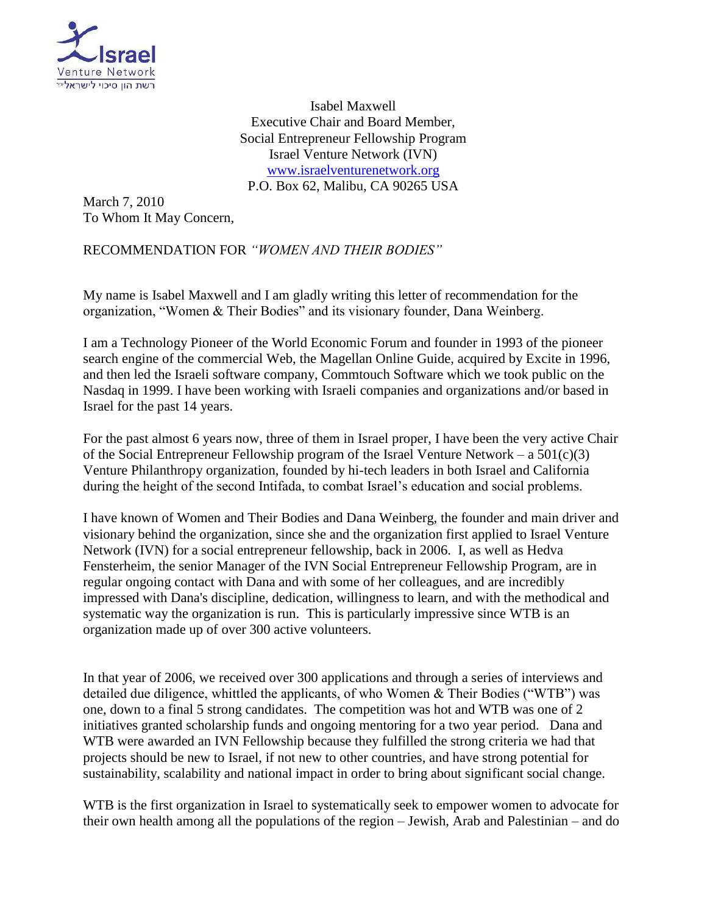Israel
Venture Network
רשת הון סיכוי לישראל ע"ר

Isabel Maxwell
Executive Chair and Board Member,
Social Entrepreneur Fellowship Program
Israel Venture Network (IVN)
www.israelventurenetwork.org
P.O. Box 62, Malibu, CA 90265 USA

March 7, 2010
To Whom It May Concern,

RECOMMENDATION FOR *"WOMEN AND THEIR BODIES"*

My name is Isabel Maxwell and I am gladly writing this letter of recommendation for the organization, "Women & Their Bodies" and its visionary founder, Dana Weinberg.

I am a Technology Pioneer of the World Economic Forum and founder in 1993 of the pioneer search engine of the commercial Web, the Magellan Online Guide, acquired by Excite in 1996, and then led the Israeli software company, Commtouch Software which we took public on the Nasdaq in 1999. I have been working with Israeli companies and organizations and/or based in Israel for the past 14 years.

For the past almost 6 years now, three of them in Israel proper, I have been the very active Chair of the Social Entrepreneur Fellowship program of the Israel Venture Network – a 501(c)(3) Venture Philanthropy organization, founded by hi-tech leaders in both Israel and California during the height of the second Intifada, to combat Israel's education and social problems.

I have known of Women and Their Bodies and Dana Weinberg, the founder and main driver and visionary behind the organization, since she and the organization first applied to Israel Venture Network (IVN) for a social entrepreneur fellowship, back in 2006. I, as well as Hedva Fensterheim, the senior Manager of the IVN Social Entrepreneur Fellowship Program, are in regular ongoing contact with Dana and with some of her colleagues, and are incredibly impressed with Dana's discipline, dedication, willingness to learn, and with the methodical and systematic way the organization is run. This is particularly impressive since WTB is an organization made up of over 300 active volunteers.

In that year of 2006, we received over 300 applications and through a series of interviews and detailed due diligence, whittled the applicants, of who Women & Their Bodies ("WTB") was one, down to a final 5 strong candidates. The competition was hot and WTB was one of 2 initiatives granted scholarship funds and ongoing mentoring for a two year period. Dana and WTB were awarded an IVN Fellowship because they fulfilled the strong criteria we had that projects should be new to Israel, if not new to other countries, and have strong potential for sustainability, scalability and national impact in order to bring about significant social change.

WTB is the first organization in Israel to systematically seek to empower women to advocate for their own health among all the populations of the region – Jewish, Arab and Palestinian – and do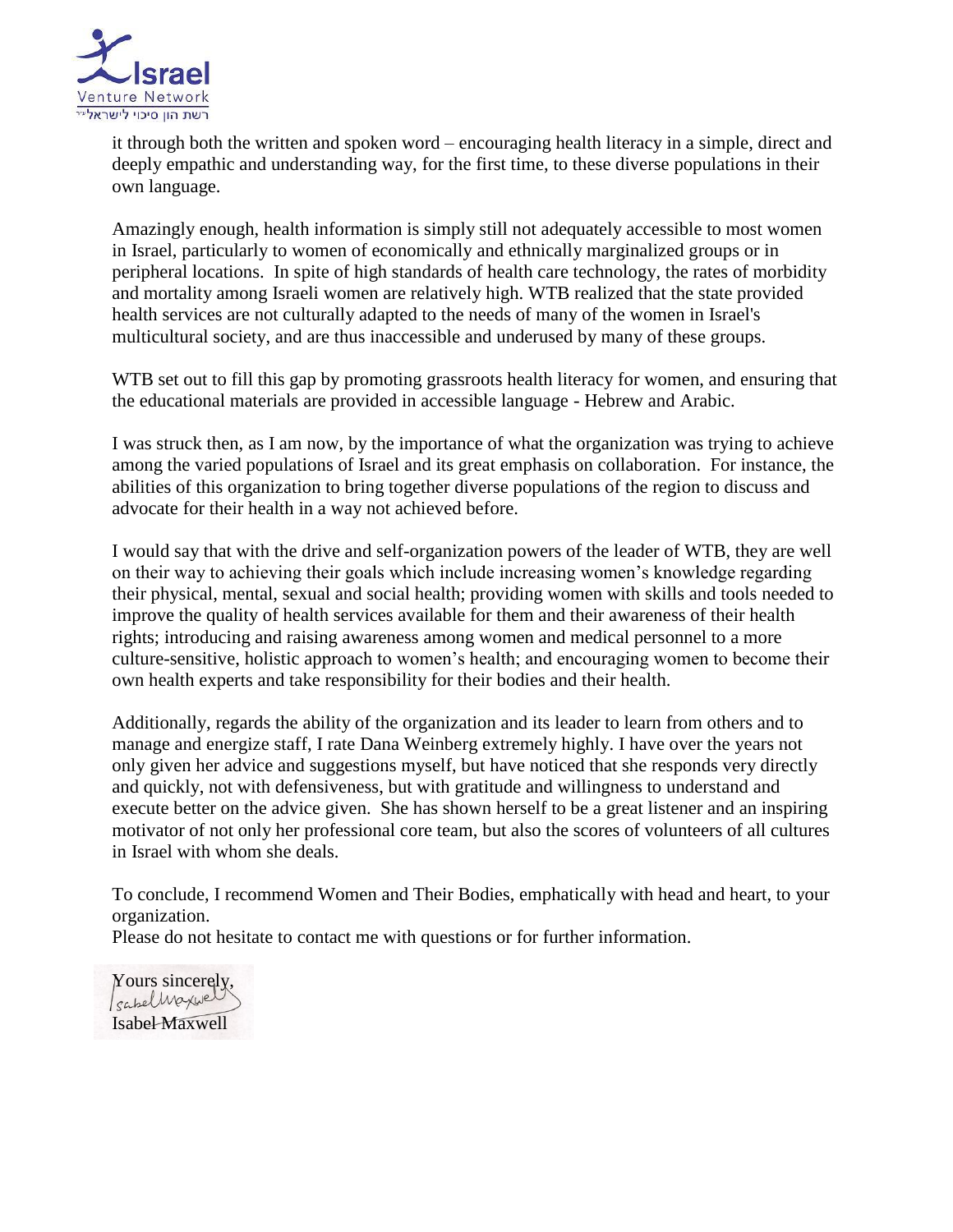it through both the written and spoken word – encouraging health literacy in a simple, direct and deeply empathic and understanding way, for the first time, to these diverse populations in their own language.

Amazingly enough, health information is simply still not adequately accessible to most women in Israel, particularly to women of economically and ethnically marginalized groups or in peripheral locations. In spite of high standards of health care technology, the rates of morbidity and mortality among Israeli women are relatively high. WTB realized that the state provided health services are not culturally adapted to the needs of many of the women in Israel's multicultural society, and are thus inaccessible and underused by many of these groups.

WTB set out to fill this gap by promoting grassroots health literacy for women, and ensuring that the educational materials are provided in accessible language - Hebrew and Arabic.

I was struck then, as I am now, by the importance of what the organization was trying to achieve among the varied populations of Israel and its great emphasis on collaboration. For instance, the abilities of this organization to bring together diverse populations of the region to discuss and advocate for their health in a way not achieved before.

I would say that with the drive and self-organization powers of the leader of WTB, they are well on their way to achieving their goals which include increasing women's knowledge regarding their physical, mental, sexual and social health; providing women with skills and tools needed to improve the quality of health services available for them and their awareness of their health rights; introducing and raising awareness among women and medical personnel to a more culture-sensitive, holistic approach to women's health; and encouraging women to become their own health experts and take responsibility for their bodies and their health.

Additionally, regards the ability of the organization and its leader to learn from others and to manage and energize staff, I rate Dana Weinberg extremely highly. I have over the years not only given her advice and suggestions myself, but have noticed that she responds very directly and quickly, not with defensiveness, but with gratitude and willingness to understand and execute better on the advice given. She has shown herself to be a great listener and an inspiring motivator of not only her professional core team, but also the scores of volunteers of all cultures in Israel with whom she deals.

To conclude, I recommend Women and Their Bodies, emphatically with head and heart, to your organization.
Please do not hesitate to contact me with questions or for further information.

Yours sincerely,

Isabel Maxwell